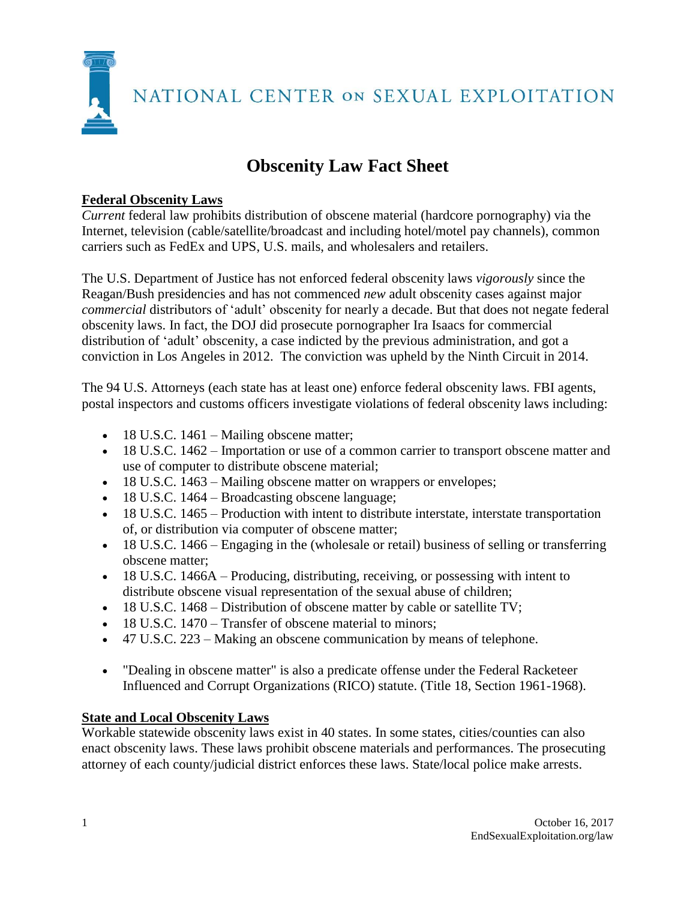NATIONAL CENTER ON SEXUAL EXPLOITATION

# Obscenity Law Fact Sheet

## Federal Obscenity Laws

*Current* federal law prohibits distribution of obscene material (hardcore pornography) via the Internet, television (cable/satellite/broadcast and including hotel/motel pay channels), common carriers such as FedEx and UPS, U.S. mails, and wholesalers and retailers.

The U.S. Department of Justice has not enforced federal obscenity laws *vigorously* since the Reagan/Bush presidencies and has not commenced *new* adult obscenity cases against major *commercial* distributors of 'adult' obscenity for nearly a decade. But that does not negate federal obscenity laws. In fact, the DOJ did prosecute pornographer Ira Isaacs for commercial distribution of 'adult' obscenity, a case indicted by the previous administration, and got a conviction in Los Angeles in 2012. The conviction was upheld by the Ninth Circuit in 2014.

The 94 U.S. Attorneys (each state has at least one) enforce federal obscenity laws. FBI agents, postal inspectors and customs officers investigate violations of federal obscenity laws including:

- 18 U.S.C. 1461 – Mailing obscene matter;
- 18 U.S.C. 1462 – Importation or use of a common carrier to transport obscene matter and use of computer to distribute obscene material;
- 18 U.S.C. 1463 – Mailing obscene matter on wrappers or envelopes;
- 18 U.S.C. 1464 – Broadcasting obscene language;
- 18 U.S.C. 1465 – Production with intent to distribute interstate, interstate transportation of, or distribution via computer of obscene matter;
- 18 U.S.C. 1466 – Engaging in the (wholesale or retail) business of selling or transferring obscene matter;
- 18 U.S.C. 1466A – Producing, distributing, receiving, or possessing with intent to distribute obscene visual representation of the sexual abuse of children;
- 18 U.S.C. 1468 – Distribution of obscene matter by cable or satellite TV;
- 18 U.S.C. 1470 – Transfer of obscene material to minors;
- 47 U.S.C. 223 – Making an obscene communication by means of telephone.

- "Dealing in obscene matter" is also a predicate offense under the Federal Racketeer Influenced and Corrupt Organizations (RICO) statute. (Title 18, Section 1961-1968).

## State and Local Obscenity Laws

Workable statewide obscenity laws exist in 40 states. In some states, cities/counties can also enact obscenity laws. These laws prohibit obscene materials and performances. The prosecuting attorney of each county/judicial district enforces these laws. State/local police make arrests.

October 16, 2017
EndSexualExploitation.org/law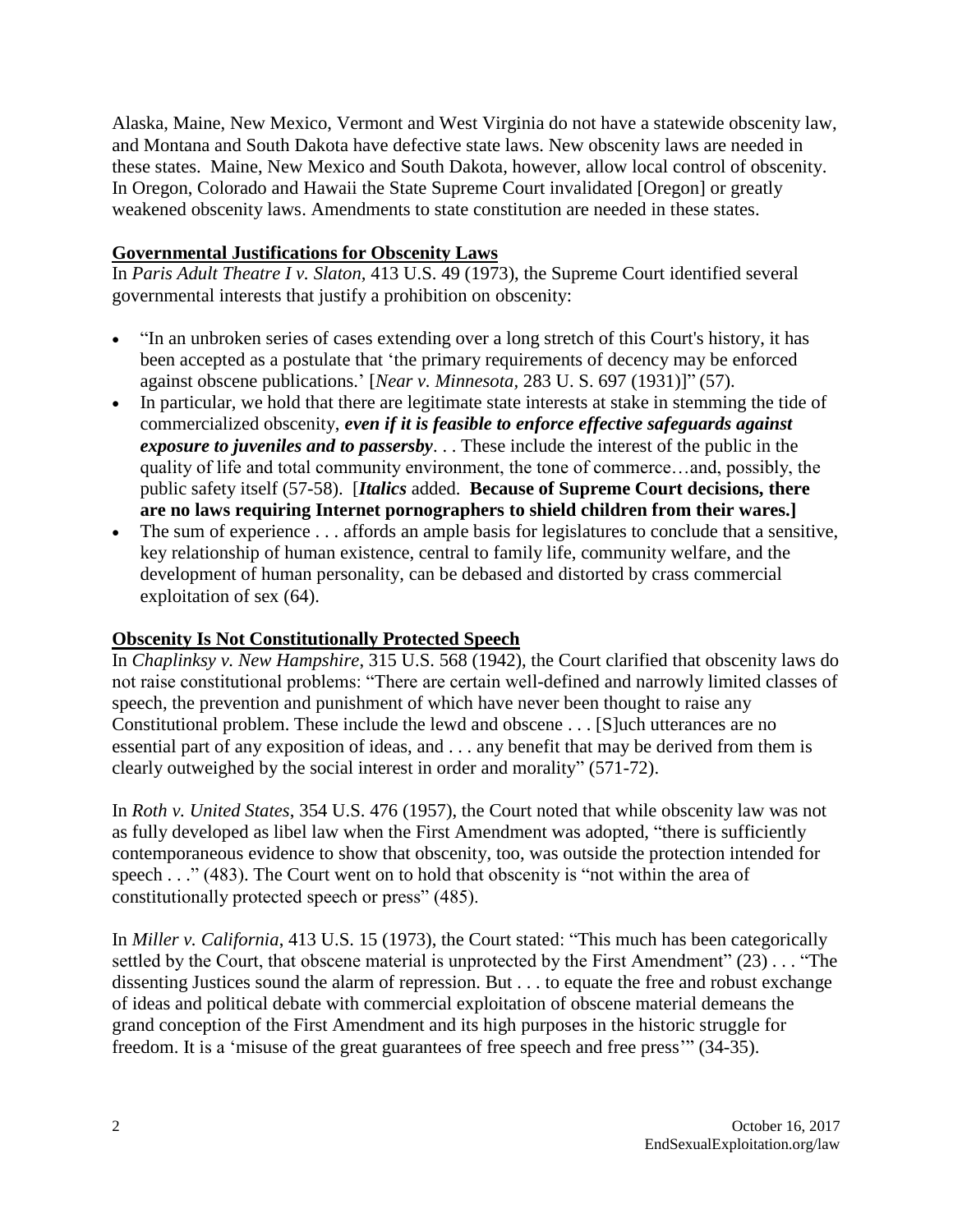Alaska, Maine, New Mexico, Vermont and West Virginia do not have a statewide obscenity law, and Montana and South Dakota have defective state laws. New obscenity laws are needed in these states. Maine, New Mexico and South Dakota, however, allow local control of obscenity. In Oregon, Colorado and Hawaii the State Supreme Court invalidated [Oregon] or greatly weakened obscenity laws. Amendments to state constitution are needed in these states.

## Governmental Justifications for Obscenity Laws

In *Paris Adult Theatre I v. Slaton*, 413 U.S. 49 (1973), the Supreme Court identified several governmental interests that justify a prohibition on obscenity:

- "In an unbroken series of cases extending over a long stretch of this Court's history, it has been accepted as a postulate that 'the primary requirements of decency may be enforced against obscene publications.' [*Near v. Minnesota*, 283 U. S. 697 (1931)]" (57).
- In particular, we hold that there are legitimate state interests at stake in stemming the tide of commercialized obscenity, ***even if it is feasible to enforce effective safeguards against exposure to juveniles and to passersby***. . . These include the interest of the public in the quality of life and total community environment, the tone of commerce…and, possibly, the public safety itself (57-58). [***Italics*** added. **Because of Supreme Court decisions, there are no laws requiring Internet pornographers to shield children from their wares.]**
- The sum of experience . . . affords an ample basis for legislatures to conclude that a sensitive, key relationship of human existence, central to family life, community welfare, and the development of human personality, can be debased and distorted by crass commercial exploitation of sex (64).

## Obscenity Is Not Constitutionally Protected Speech

In *Chaplinksy v. New Hampshire*, 315 U.S. 568 (1942), the Court clarified that obscenity laws do not raise constitutional problems: "There are certain well-defined and narrowly limited classes of speech, the prevention and punishment of which have never been thought to raise any Constitutional problem. These include the lewd and obscene . . . [S]uch utterances are no essential part of any exposition of ideas, and . . . any benefit that may be derived from them is clearly outweighed by the social interest in order and morality" (571-72).

In *Roth v. United States*, 354 U.S. 476 (1957), the Court noted that while obscenity law was not as fully developed as libel law when the First Amendment was adopted, "there is sufficiently contemporaneous evidence to show that obscenity, too, was outside the protection intended for speech . . ." (483). The Court went on to hold that obscenity is "not within the area of constitutionally protected speech or press" (485).

In *Miller v. California*, 413 U.S. 15 (1973), the Court stated: "This much has been categorically settled by the Court, that obscene material is unprotected by the First Amendment" (23) . . . "The dissenting Justices sound the alarm of repression. But . . . to equate the free and robust exchange of ideas and political debate with commercial exploitation of obscene material demeans the grand conception of the First Amendment and its high purposes in the historic struggle for freedom. It is a 'misuse of the great guarantees of free speech and free press'" (34-35).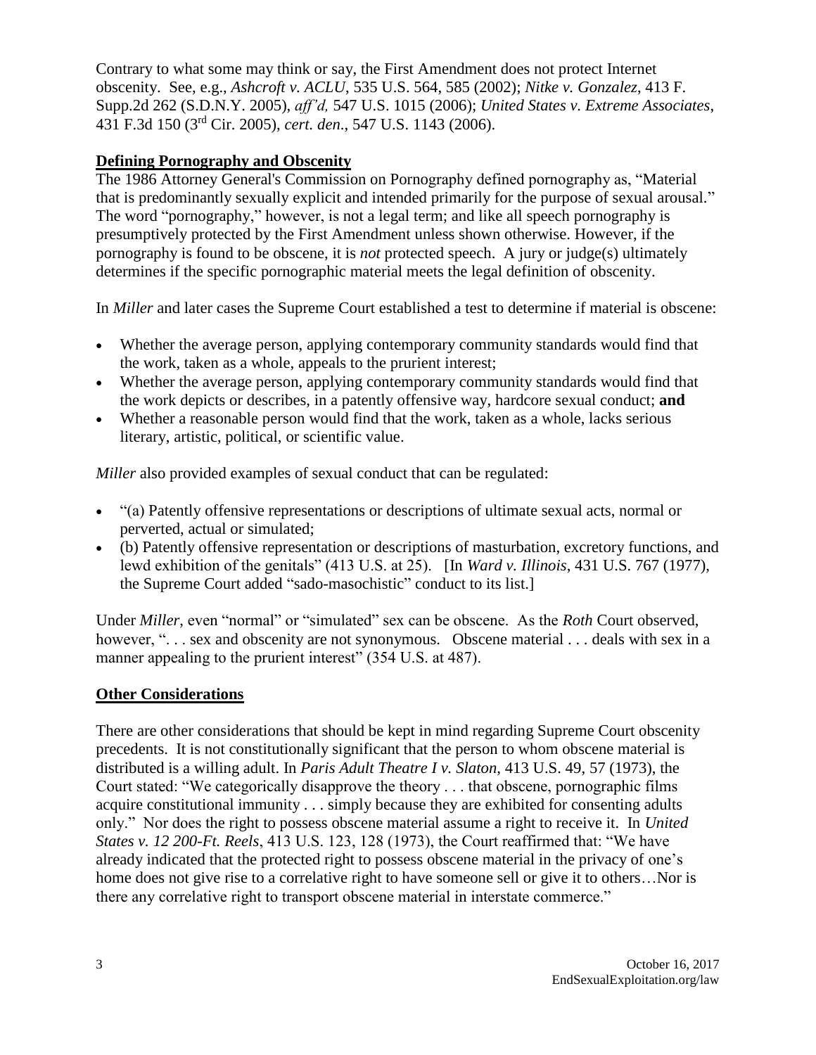Contrary to what some may think or say, the First Amendment does not protect Internet obscenity. See, e.g., *Ashcroft v. ACLU*, 535 U.S. 564, 585 (2002); *Nitke v. Gonzalez*, 413 F. Supp.2d 262 (S.D.N.Y. 2005), *aff'd,* 547 U.S. 1015 (2006); *United States v. Extreme Associates*, 431 F.3d 150 (3rd Cir. 2005), *cert. den*., 547 U.S. 1143 (2006).

## Defining Pornography and Obscenity

The 1986 Attorney General's Commission on Pornography defined pornography as, "Material that is predominantly sexually explicit and intended primarily for the purpose of sexual arousal." The word "pornography," however, is not a legal term; and like all speech pornography is presumptively protected by the First Amendment unless shown otherwise. However, if the pornography is found to be obscene, it is *not* protected speech. A jury or judge(s) ultimately determines if the specific pornographic material meets the legal definition of obscenity.

In *Miller* and later cases the Supreme Court established a test to determine if material is obscene:

- Whether the average person, applying contemporary community standards would find that the work, taken as a whole, appeals to the prurient interest;
- Whether the average person, applying contemporary community standards would find that the work depicts or describes, in a patently offensive way, hardcore sexual conduct; **and**
- Whether a reasonable person would find that the work, taken as a whole, lacks serious literary, artistic, political, or scientific value.

*Miller* also provided examples of sexual conduct that can be regulated:

- "(a) Patently offensive representations or descriptions of ultimate sexual acts, normal or perverted, actual or simulated;
- (b) Patently offensive representation or descriptions of masturbation, excretory functions, and lewd exhibition of the genitals" (413 U.S. at 25). [In *Ward v. Illinois*, 431 U.S. 767 (1977), the Supreme Court added "sado-masochistic" conduct to its list.]

Under *Miller*, even "normal" or "simulated" sex can be obscene. As the *Roth* Court observed, however, ". . . sex and obscenity are not synonymous. Obscene material . . . deals with sex in a manner appealing to the prurient interest" (354 U.S. at 487).

## Other Considerations

There are other considerations that should be kept in mind regarding Supreme Court obscenity precedents. It is not constitutionally significant that the person to whom obscene material is distributed is a willing adult. In *Paris Adult Theatre I v. Slaton*, 413 U.S. 49, 57 (1973), the Court stated: "We categorically disapprove the theory . . . that obscene, pornographic films acquire constitutional immunity . . . simply because they are exhibited for consenting adults only." Nor does the right to possess obscene material assume a right to receive it. In *United States v. 12 200-Ft. Reels*, 413 U.S. 123, 128 (1973), the Court reaffirmed that: "We have already indicated that the protected right to possess obscene material in the privacy of one's home does not give rise to a correlative right to have someone sell or give it to others…Nor is there any correlative right to transport obscene material in interstate commerce."